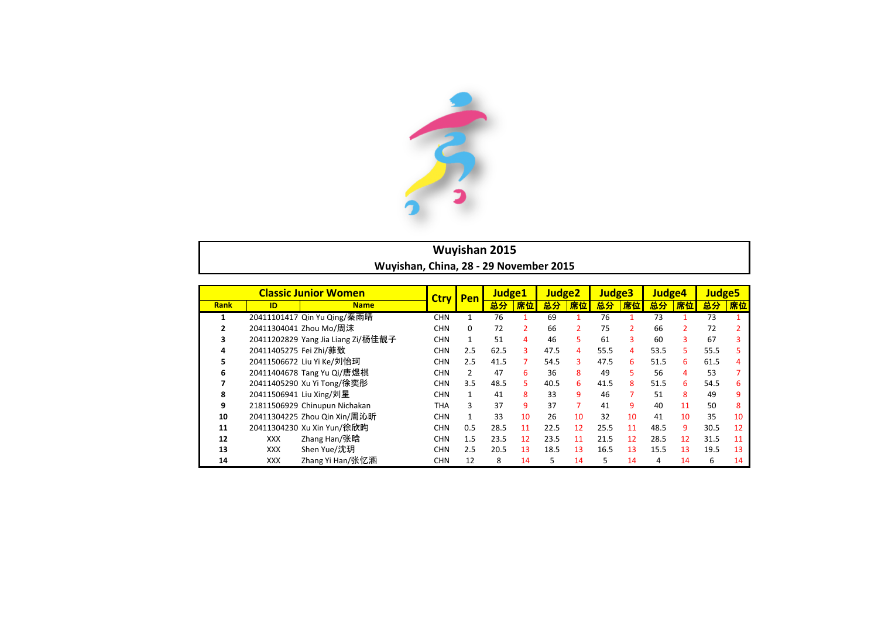# Wuyishan 2015

**Wuyishan, China, 28 - 29 November 2015**

| Classic Junior Women | | | Ctry | Pen | Judge1 | | Judge2 | | Judge3 | | Judge4 | | Judge5 | |
|---|---|---|---|---|---|---|---|---|---|---|---|---|---|---|
| Rank | ID | Name | | | 总分 | 席位 | 总分 | 席位 | 总分 | 席位 | 总分 | 席位 | 总分 | 席位 |
| 1 | 20411101417 | Qin Yu Qing/秦雨晴 | CHN | 1 | 76 | 1 | 69 | 1 | 76 | 1 | 73 | 1 | 73 | 1 |
| 2 | 20411304041 | Zhou Mo/周沫 | CHN | 0 | 72 | 2 | 66 | 2 | 75 | 2 | 66 | 2 | 72 | 2 |
| 3 | 20411202829 | Yang Jia Liang Zi/杨佳靓子 | CHN | 1 | 51 | 4 | 46 | 5 | 61 | 3 | 60 | 3 | 67 | 3 |
| 4 | 20411405275 | Fei Zhi/菲致 | CHN | 2.5 | 62.5 | 3 | 47.5 | 4 | 55.5 | 4 | 53.5 | 5 | 55.5 | 5 |
| 5 | 20411506672 | Liu Yi Ke/刘怡珂 | CHN | 2.5 | 41.5 | 7 | 54.5 | 3 | 47.5 | 6 | 51.5 | 6 | 61.5 | 4 |
| 6 | 20411404678 | Tang Yu Qi/唐煜棋 | CHN | 2 | 47 | 6 | 36 | 8 | 49 | 5 | 56 | 4 | 53 | 7 |
| 7 | 20411405290 | Xu Yi Tong/徐奕彤 | CHN | 3.5 | 48.5 | 5 | 40.5 | 6 | 41.5 | 8 | 51.5 | 6 | 54.5 | 6 |
| 8 | 20411506941 | Liu Xing/刘星 | CHN | 1 | 41 | 8 | 33 | 9 | 46 | 7 | 51 | 8 | 49 | 9 |
| 9 | 21811506929 | Chinupun Nichakan | THA | 3 | 37 | 9 | 37 | 7 | 41 | 9 | 40 | 11 | 50 | 8 |
| 10 | 20411304225 | Zhou Qin Xin/周沁昕 | CHN | 1 | 33 | 10 | 26 | 10 | 32 | 10 | 41 | 10 | 35 | 10 |
| 11 | 20411304230 | Xu Xin Yun/徐欣昀 | CHN | 0.5 | 28.5 | 11 | 22.5 | 12 | 25.5 | 11 | 48.5 | 9 | 30.5 | 12 |
| 12 | XXX | Zhang Han/张晗 | CHN | 1.5 | 23.5 | 12 | 23.5 | 11 | 21.5 | 12 | 28.5 | 12 | 31.5 | 11 |
| 13 | XXX | Shen Yue/沈玥 | CHN | 2.5 | 20.5 | 13 | 18.5 | 13 | 16.5 | 13 | 15.5 | 13 | 19.5 | 13 |
| 14 | XXX | Zhang Yi Han/张忆涵 | CHN | 12 | 8 | 14 | 5 | 14 | 5 | 14 | 4 | 14 | 6 | 14 |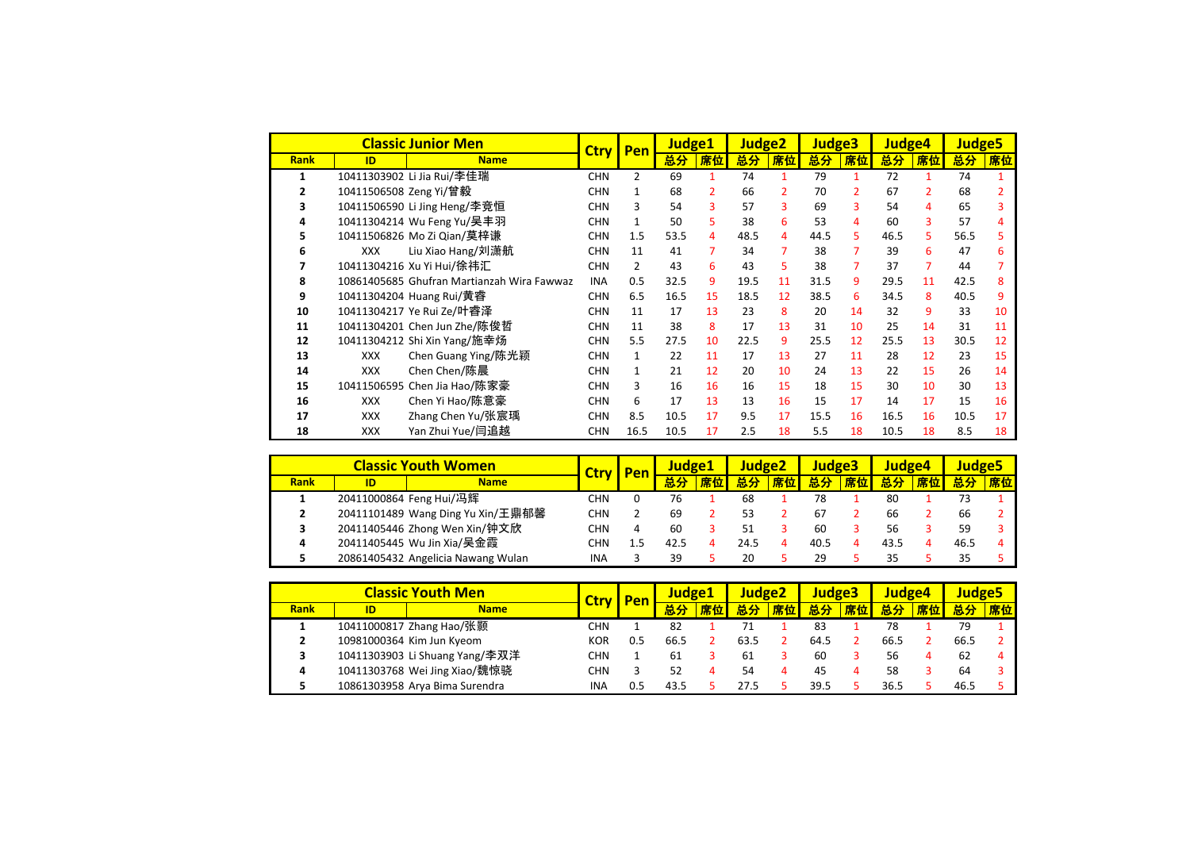| Classic Junior Men | | | Ctry | Pen | Judge1 | | Judge2 | | Judge3 | | Judge4 | | Judge5 | |
|---|---|---|---|---|---|---|---|---|---|---|---|---|---|---|
| Rank | ID | Name | | | 总分 | 席位 | 总分 | 席位 | 总分 | 席位 | 总分 | 席位 | 总分 | 席位 |
| 1 | 10411303902 | Li Jia Rui/李佳瑞 | CHN | 2 | 69 | 1 | 74 | 1 | 79 | 1 | 72 | 1 | 74 | 1 |
| 2 | 10411506508 | Zeng Yi/曾毅 | CHN | 1 | 68 | 2 | 66 | 2 | 70 | 2 | 67 | 2 | 68 | 2 |
| 3 | 10411506590 | Li Jing Heng/李竞恒 | CHN | 3 | 54 | 3 | 57 | 3 | 69 | 3 | 54 | 4 | 65 | 3 |
| 4 | 10411304214 | Wu Feng Yu/吴丰羽 | CHN | 1 | 50 | 5 | 38 | 6 | 53 | 4 | 60 | 3 | 57 | 4 |
| 5 | 10411506826 | Mo Zi Qian/莫梓谦 | CHN | 1.5 | 53.5 | 4 | 48.5 | 4 | 44.5 | 5 | 46.5 | 5 | 56.5 | 5 |
| 6 | XXX | Liu Xiao Hang/刘潇航 | CHN | 11 | 41 | 7 | 34 | 7 | 38 | 7 | 39 | 6 | 47 | 6 |
| 7 | 10411304216 | Xu Yi Hui/徐祎汇 | CHN | 2 | 43 | 6 | 43 | 5 | 38 | 7 | 37 | 7 | 44 | 7 |
| 8 | 10861405685 | Ghufran Martianzah Wira Fawwaz | INA | 0.5 | 32.5 | 9 | 19.5 | 11 | 31.5 | 9 | 29.5 | 11 | 42.5 | 8 |
| 9 | 10411304204 | Huang Rui/黄睿 | CHN | 6.5 | 16.5 | 15 | 18.5 | 12 | 38.5 | 6 | 34.5 | 8 | 40.5 | 9 |
| 10 | 10411304217 | Ye Rui Ze/叶睿泽 | CHN | 11 | 17 | 13 | 23 | 8 | 20 | 14 | 32 | 9 | 33 | 10 |
| 11 | 10411304201 | Chen Jun Zhe/陈俊哲 | CHN | 11 | 38 | 8 | 17 | 13 | 31 | 10 | 25 | 14 | 31 | 11 |
| 12 | 10411304212 | Shi Xin Yang/施幸炀 | CHN | 5.5 | 27.5 | 10 | 22.5 | 9 | 25.5 | 12 | 25.5 | 13 | 30.5 | 12 |
| 13 | XXX | Chen Guang Ying/陈光颖 | CHN | 1 | 22 | 11 | 17 | 13 | 27 | 11 | 28 | 12 | 23 | 15 |
| 14 | XXX | Chen Chen/陈晨 | CHN | 1 | 21 | 12 | 20 | 10 | 24 | 13 | 22 | 15 | 26 | 14 |
| 15 | 10411506595 | Chen Jia Hao/陈家豪 | CHN | 3 | 16 | 16 | 16 | 15 | 18 | 15 | 30 | 10 | 30 | 13 |
| 16 | XXX | Chen Yi Hao/陈意豪 | CHN | 6 | 17 | 13 | 13 | 16 | 15 | 17 | 14 | 17 | 15 | 16 |
| 17 | XXX | Zhang Chen Yu/张宸瑀 | CHN | 8.5 | 10.5 | 17 | 9.5 | 17 | 15.5 | 16 | 16.5 | 16 | 10.5 | 17 |
| 18 | XXX | Yan Zhui Yue/闫追越 | CHN | 16.5 | 10.5 | 17 | 2.5 | 18 | 5.5 | 18 | 10.5 | 18 | 8.5 | 18 |

| Classic Youth Women | | | Ctry | Pen | Judge1 | | Judge2 | | Judge3 | | Judge4 | | Judge5 | |
|---|---|---|---|---|---|---|---|---|---|---|---|---|---|---|
| Rank | ID | Name | | | 总分 | 席位 | 总分 | 席位 | 总分 | 席位 | 总分 | 席位 | 总分 | 席位 |
| 1 | 20411000864 | Feng Hui/冯辉 | CHN | 0 | 76 | 1 | 68 | 1 | 78 | 1 | 80 | 1 | 73 | 1 |
| 2 | 20411101489 | Wang Ding Yu Xin/王鼎郁馨 | CHN | 2 | 69 | 2 | 53 | 2 | 67 | 2 | 66 | 2 | 66 | 2 |
| 3 | 20411405446 | Zhong Wen Xin/钟文欣 | CHN | 4 | 60 | 3 | 51 | 3 | 60 | 3 | 56 | 3 | 59 | 3 |
| 4 | 20411405445 | Wu Jin Xia/吴金霞 | CHN | 1.5 | 42.5 | 4 | 24.5 | 4 | 40.5 | 4 | 43.5 | 4 | 46.5 | 4 |
| 5 | 20861405432 | Angelicia Nawang Wulan | INA | 3 | 39 | 5 | 20 | 5 | 29 | 5 | 35 | 5 | 35 | 5 |

| Classic Youth Men | | | Ctry | Pen | Judge1 | | Judge2 | | Judge3 | | Judge4 | | Judge5 | |
|---|---|---|---|---|---|---|---|---|---|---|---|---|---|---|
| Rank | ID | Name | | | 总分 | 席位 | 总分 | 席位 | 总分 | 席位 | 总分 | 席位 | 总分 | 席位 |
| 1 | 10411000817 | Zhang Hao/张颢 | CHN | 1 | 82 | 1 | 71 | 1 | 83 | 1 | 78 | 1 | 79 | 1 |
| 2 | 10981000364 | Kim Jun Kyeom | KOR | 0.5 | 66.5 | 2 | 63.5 | 2 | 64.5 | 2 | 66.5 | 2 | 66.5 | 2 |
| 3 | 10411303903 | Li Shuang Yang/李双洋 | CHN | 1 | 61 | 3 | 61 | 3 | 60 | 3 | 56 | 4 | 62 | 4 |
| 4 | 10411303768 | Wei Jing Xiao/魏惊骁 | CHN | 3 | 52 | 4 | 54 | 4 | 45 | 4 | 58 | 3 | 64 | 3 |
| 5 | 10861303958 | Arya Bima Surendra | INA | 0.5 | 43.5 | 5 | 27.5 | 5 | 39.5 | 5 | 36.5 | 5 | 46.5 | 5 |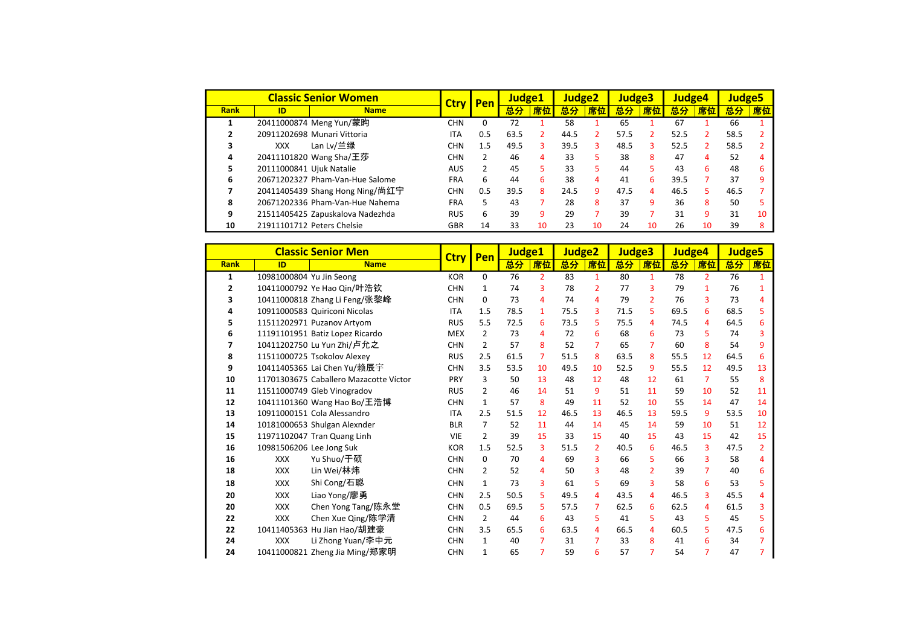| Classic Senior Women | | | Ctry | Pen | Judge1 | | Judge2 | | Judge3 | | Judge4 | | Judge5 | |
|---|---|---|---|---|---|---|---|---|---|---|---|---|---|---|
| Rank | ID | Name | | | 总分 | 席位 | 总分 | 席位 | 总分 | 席位 | 总分 | 席位 | 总分 | 席位 |
| 1 | 20411000874 | Meng Yun/蒙昀 | CHN | 0 | 72 | 1 | 58 | 1 | 65 | 1 | 67 | 1 | 66 | 1 |
| 2 | 20911202698 | Munari Vittoria | ITA | 0.5 | 63.5 | 2 | 44.5 | 2 | 57.5 | 2 | 52.5 | 2 | 58.5 | 2 |
| 3 | XXX | Lan Lv/兰绿 | CHN | 1.5 | 49.5 | 3 | 39.5 | 3 | 48.5 | 3 | 52.5 | 2 | 58.5 | 2 |
| 4 | 20411101820 | Wang Sha/王莎 | CHN | 2 | 46 | 4 | 33 | 5 | 38 | 8 | 47 | 4 | 52 | 4 |
| 5 | 20111000841 | Ujuk Natalie | AUS | 2 | 45 | 5 | 33 | 5 | 44 | 5 | 43 | 6 | 48 | 6 |
| 6 | 20671202327 | Pham-Van-Hue Salome | FRA | 6 | 44 | 6 | 38 | 4 | 41 | 6 | 39.5 | 7 | 37 | 9 |
| 7 | 20411405439 | Shang Hong Ning/尚红宁 | CHN | 0.5 | 39.5 | 8 | 24.5 | 9 | 47.5 | 4 | 46.5 | 5 | 46.5 | 7 |
| 8 | 20671202336 | Pham-Van-Hue Nahema | FRA | 5 | 43 | 7 | 28 | 8 | 37 | 9 | 36 | 8 | 50 | 5 |
| 9 | 21511405425 | Zapuskalova Nadezhda | RUS | 6 | 39 | 9 | 29 | 7 | 39 | 7 | 31 | 9 | 31 | 10 |
| 10 | 21911101712 | Peters Chelsie | GBR | 14 | 33 | 10 | 23 | 10 | 24 | 10 | 26 | 10 | 39 | 8 |

| Classic Senior Men | | | Ctry | Pen | Judge1 | | Judge2 | | Judge3 | | Judge4 | | Judge5 | |
|---|---|---|---|---|---|---|---|---|---|---|---|---|---|---|
| Rank | ID | Name | | | 总分 | 席位 | 总分 | 席位 | 总分 | 席位 | 总分 | 席位 | 总分 | 席位 |
| 1 | 10981000804 | Yu Jin Seong | KOR | 0 | 76 | 2 | 83 | 1 | 80 | 1 | 78 | 2 | 76 | 1 |
| 2 | 10411000792 | Ye Hao Qin/叶浩钦 | CHN | 1 | 74 | 3 | 78 | 2 | 77 | 3 | 79 | 1 | 76 | 1 |
| 3 | 10411000818 | Zhang Li Feng/张黎峰 | CHN | 0 | 73 | 4 | 74 | 4 | 79 | 2 | 76 | 3 | 73 | 4 |
| 4 | 10911000583 | Quiriconi Nicolas | ITA | 1.5 | 78.5 | 1 | 75.5 | 3 | 71.5 | 5 | 69.5 | 6 | 68.5 | 5 |
| 5 | 11511202971 | Puzanov Artyom | RUS | 5.5 | 72.5 | 6 | 73.5 | 5 | 75.5 | 4 | 74.5 | 4 | 64.5 | 6 |
| 6 | 11191101951 | Batiz Lopez Ricardo | MEX | 2 | 73 | 4 | 72 | 6 | 68 | 6 | 73 | 5 | 74 | 3 |
| 7 | 10411202750 | Lu Yun Zhi/卢允之 | CHN | 2 | 57 | 8 | 52 | 7 | 65 | 7 | 60 | 8 | 54 | 9 |
| 8 | 11511000725 | Tsokolov Alexey | RUS | 2.5 | 61.5 | 7 | 51.5 | 8 | 63.5 | 8 | 55.5 | 12 | 64.5 | 6 |
| 9 | 10411405365 | Lai Chen Yu/赖辰宇 | CHN | 3.5 | 53.5 | 10 | 49.5 | 10 | 52.5 | 9 | 55.5 | 12 | 49.5 | 13 |
| 10 | 11701303675 | Caballero Mazacotte Víctor | PRY | 3 | 50 | 13 | 48 | 12 | 48 | 12 | 61 | 7 | 55 | 8 |
| 11 | 11511000749 | Gleb Vinogradov | RUS | 2 | 46 | 14 | 51 | 9 | 51 | 11 | 59 | 10 | 52 | 11 |
| 12 | 10411101360 | Wang Hao Bo/王浩博 | CHN | 1 | 57 | 8 | 49 | 11 | 52 | 10 | 55 | 14 | 47 | 14 |
| 13 | 10911000151 | Cola Alessandro | ITA | 2.5 | 51.5 | 12 | 46.5 | 13 | 46.5 | 13 | 59.5 | 9 | 53.5 | 10 |
| 14 | 10181000653 | Shulgan Alexnder | BLR | 7 | 52 | 11 | 44 | 14 | 45 | 14 | 59 | 10 | 51 | 12 |
| 15 | 11971102047 | Tran Quang Linh | VIE | 2 | 39 | 15 | 33 | 15 | 40 | 15 | 43 | 15 | 42 | 15 |
| 16 | 10981506206 | Lee Jong Suk | KOR | 1.5 | 52.5 | 3 | 51.5 | 2 | 40.5 | 6 | 46.5 | 3 | 47.5 | 2 |
| 16 | XXX | Yu Shuo/于硕 | CHN | 0 | 70 | 4 | 69 | 3 | 66 | 5 | 66 | 3 | 58 | 4 |
| 18 | XXX | Lin Wei/林炜 | CHN | 2 | 52 | 4 | 50 | 3 | 48 | 2 | 39 | 7 | 40 | 6 |
| 18 | XXX | Shi Cong/石聪 | CHN | 1 | 73 | 3 | 61 | 5 | 69 | 3 | 58 | 6 | 53 | 5 |
| 20 | XXX | Liao Yong/廖勇 | CHN | 2.5 | 50.5 | 5 | 49.5 | 4 | 43.5 | 4 | 46.5 | 3 | 45.5 | 4 |
| 20 | XXX | Chen Yong Tang/陈永堂 | CHN | 0.5 | 69.5 | 5 | 57.5 | 7 | 62.5 | 6 | 62.5 | 4 | 61.5 | 3 |
| 22 | XXX | Chen Xue Qing/陈学清 | CHN | 2 | 44 | 6 | 43 | 5 | 41 | 5 | 43 | 5 | 45 | 5 |
| 22 | 10411405363 | Hu Jian Hao/胡建豪 | CHN | 3.5 | 65.5 | 6 | 63.5 | 4 | 66.5 | 4 | 60.5 | 5 | 47.5 | 6 |
| 24 | XXX | Li Zhong Yuan/李中元 | CHN | 1 | 40 | 7 | 31 | 7 | 33 | 8 | 41 | 6 | 34 | 7 |
| 24 | 10411000821 | Zheng Jia Ming/郑家明 | CHN | 1 | 65 | 7 | 59 | 6 | 57 | 7 | 54 | 7 | 47 | 7 |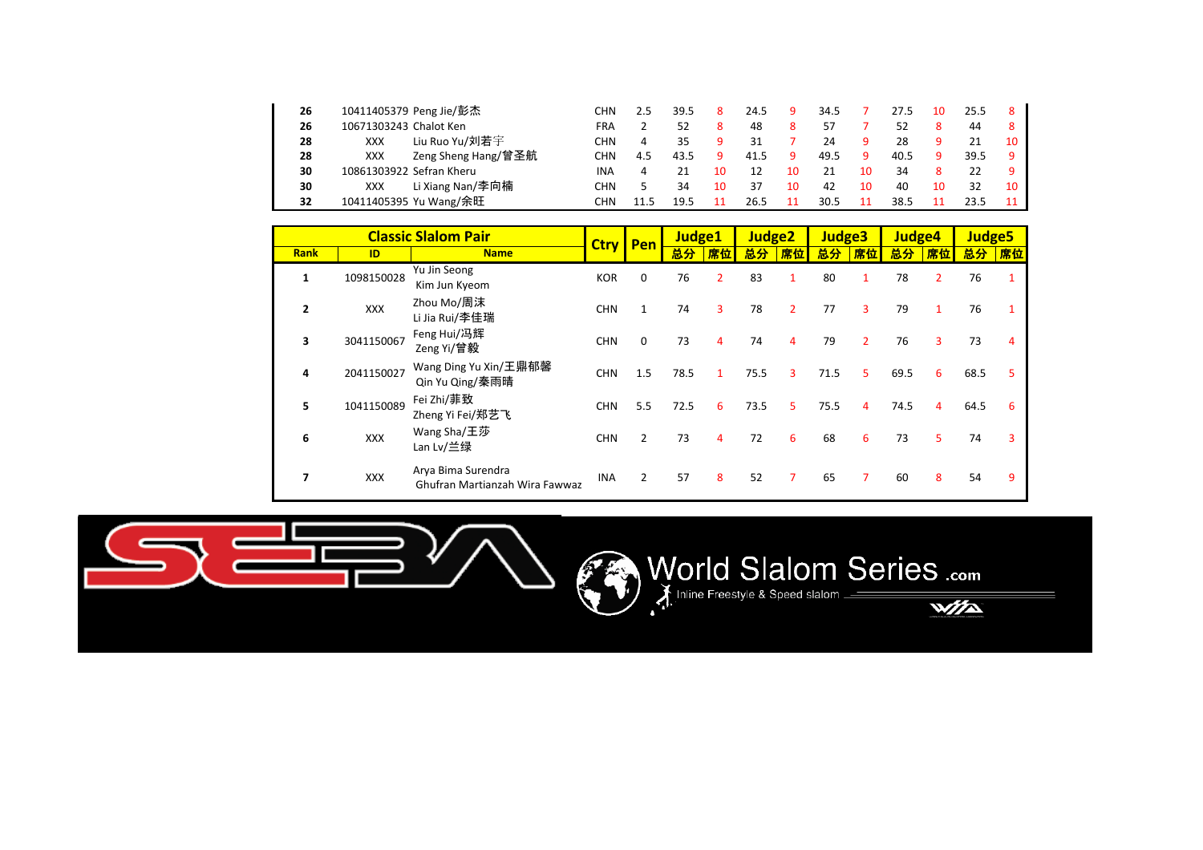| | | | | | | | | | | | | | | | |
|---|---|---|---|---|---|---|---|---|---|---|---|---|---|---|---|
| 26 | 10411405379 | Peng Jie/彭杰 | CHN | 2.5 | 39.5 | 8 | 24.5 | 9 | 34.5 | 7 | 27.5 | 10 | 25.5 | 8 |
| 26 | 10671303243 | Chalot Ken | FRA | 2 | 52 | 8 | 48 | 8 | 57 | 7 | 52 | 8 | 44 | 8 |
| 28 | XXX | Liu Ruo Yu/刘若宇 | CHN | 4 | 35 | 9 | 31 | 7 | 24 | 9 | 28 | 9 | 21 | 10 |
| 28 | XXX | Zeng Sheng Hang/曾圣航 | CHN | 4.5 | 43.5 | 9 | 41.5 | 9 | 49.5 | 9 | 40.5 | 9 | 39.5 | 9 |
| 30 | 10861303922 | Sefran Kheru | INA | 4 | 21 | 10 | 12 | 10 | 21 | 10 | 34 | 8 | 22 | 9 |
| 30 | XXX | Li Xiang Nan/李向楠 | CHN | 5 | 34 | 10 | 37 | 10 | 42 | 10 | 40 | 10 | 32 | 10 |
| 32 | 10411405395 | Yu Wang/余旺 | CHN | 11.5 | 19.5 | 11 | 26.5 | 11 | 30.5 | 11 | 38.5 | 11 | 23.5 | 11 |

| Classic Slalom Pair | | | Ctry | Pen | Judge1 | | Judge2 | | Judge3 | | Judge4 | | Judge5 | |
|---|---|---|---|---|---|---|---|---|---|---|---|---|---|---|
| Rank | ID | Name | | | 总分 | 席位 | 总分 | 席位 | 总分 | 席位 | 总分 | 席位 | 总分 | 席位 |
| 1 | 1098150028 | Yu Jin Seong<br>Kim Jun Kyeom | KOR | 0 | 76 | 2 | 83 | 1 | 80 | 1 | 78 | 2 | 76 | 1 |
| 2 | XXX | Zhou Mo/周沫<br>Li Jia Rui/李佳瑞 | CHN | 1 | 74 | 3 | 78 | 2 | 77 | 3 | 79 | 1 | 76 | 1 |
| 3 | 3041150067 | Feng Hui/冯辉<br>Zeng Yi/曾毅 | CHN | 0 | 73 | 4 | 74 | 4 | 79 | 2 | 76 | 3 | 73 | 4 |
| 4 | 2041150027 | Wang Ding Yu Xin/王鼎郁馨<br>Qin Yu Qing/秦雨晴 | CHN | 1.5 | 78.5 | 1 | 75.5 | 3 | 71.5 | 5 | 69.5 | 6 | 68.5 | 5 |
| 5 | 1041150089 | Fei Zhi/菲致<br>Zheng Yi Fei/郑艺飞 | CHN | 5.5 | 72.5 | 6 | 73.5 | 5 | 75.5 | 4 | 74.5 | 4 | 64.5 | 6 |
| 6 | XXX | Wang Sha/王莎<br>Lan Lv/兰绿 | CHN | 2 | 73 | 4 | 72 | 6 | 68 | 6 | 73 | 5 | 74 | 3 |
| 7 | XXX | Arya Bima Surendra<br>Ghufran Martianzah Wira Fawwaz | INA | 2 | 57 | 8 | 52 | 7 | 65 | 7 | 60 | 8 | 54 | 9 |

World Slalom Series .com

Inline Freestyle & Speed slalom